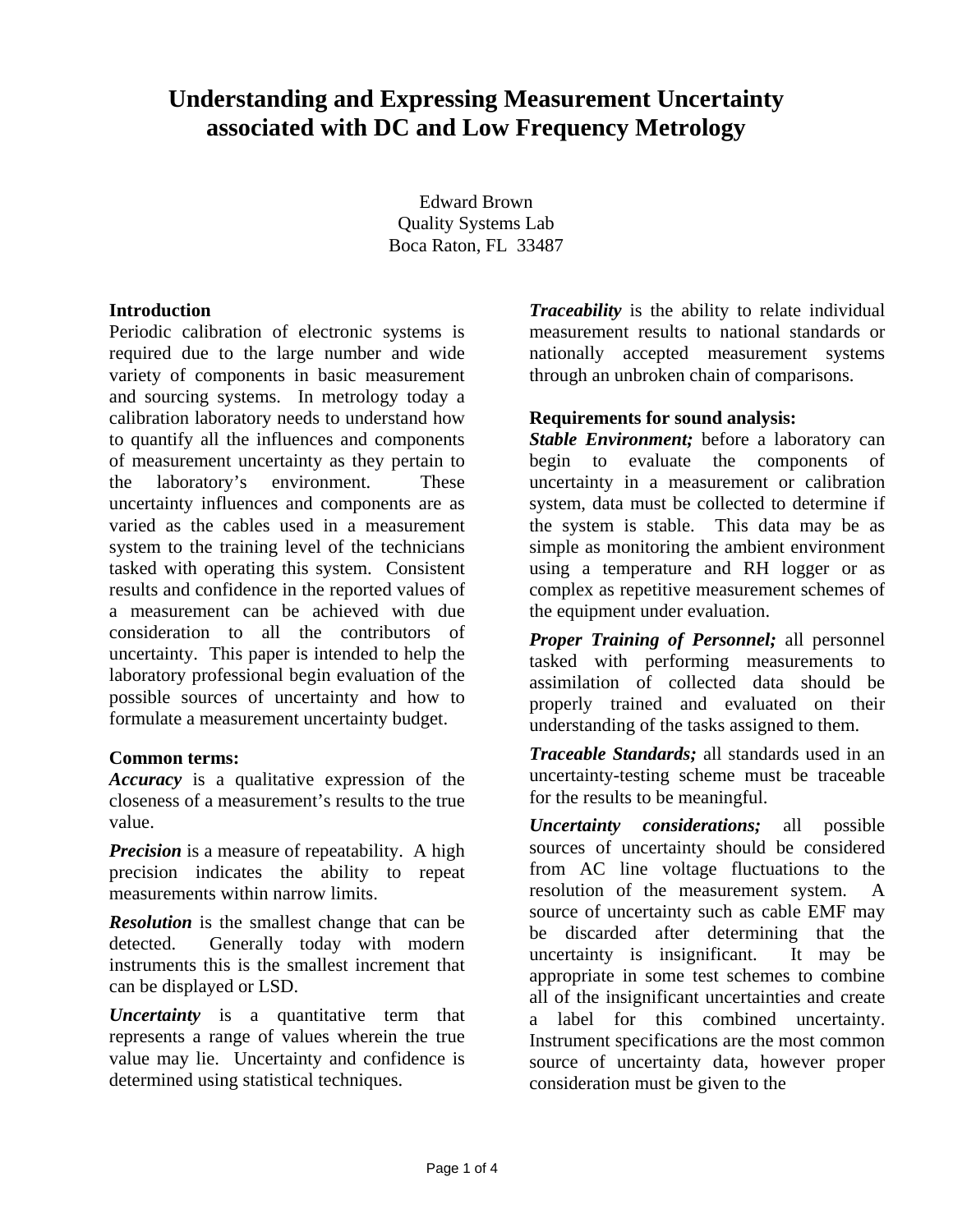# Understanding and Expressing Measurement Uncertainty associated with DC and Low Frequency Metrology

Edward Brown
Quality Systems Lab
Boca Raton, FL 33487

## Introduction

Periodic calibration of electronic systems is required due to the large number and wide variety of components in basic measurement and sourcing systems. In metrology today a calibration laboratory needs to understand how to quantify all the influences and components of measurement uncertainty as they pertain to the laboratory's environment. These uncertainty influences and components are as varied as the cables used in a measurement system to the training level of the technicians tasked with operating this system. Consistent results and confidence in the reported values of a measurement can be achieved with due consideration to all the contributors of uncertainty. This paper is intended to help the laboratory professional begin evaluation of the possible sources of uncertainty and how to formulate a measurement uncertainty budget.

## Common terms:

***Accuracy*** is a qualitative expression of the closeness of a measurement's results to the true value.

***Precision*** is a measure of repeatability. A high precision indicates the ability to repeat measurements within narrow limits.

***Resolution*** is the smallest change that can be detected. Generally today with modern instruments this is the smallest increment that can be displayed or LSD.

***Uncertainty*** is a quantitative term that represents a range of values wherein the true value may lie. Uncertainty and confidence is determined using statistical techniques.

***Traceability*** is the ability to relate individual measurement results to national standards or nationally accepted measurement systems through an unbroken chain of comparisons.

## Requirements for sound analysis:

***Stable Environment;*** before a laboratory can begin to evaluate the components of uncertainty in a measurement or calibration system, data must be collected to determine if the system is stable. This data may be as simple as monitoring the ambient environment using a temperature and RH logger or as complex as repetitive measurement schemes of the equipment under evaluation.

***Proper Training of Personnel;*** all personnel tasked with performing measurements to assimilation of collected data should be properly trained and evaluated on their understanding of the tasks assigned to them.

***Traceable Standards;*** all standards used in an uncertainty-testing scheme must be traceable for the results to be meaningful.

***Uncertainty considerations;*** all possible sources of uncertainty should be considered from AC line voltage fluctuations to the resolution of the measurement system. A source of uncertainty such as cable EMF may be discarded after determining that the uncertainty is insignificant. It may be appropriate in some test schemes to combine all of the insignificant uncertainties and create a label for this combined uncertainty. Instrument specifications are the most common source of uncertainty data, however proper consideration must be given to the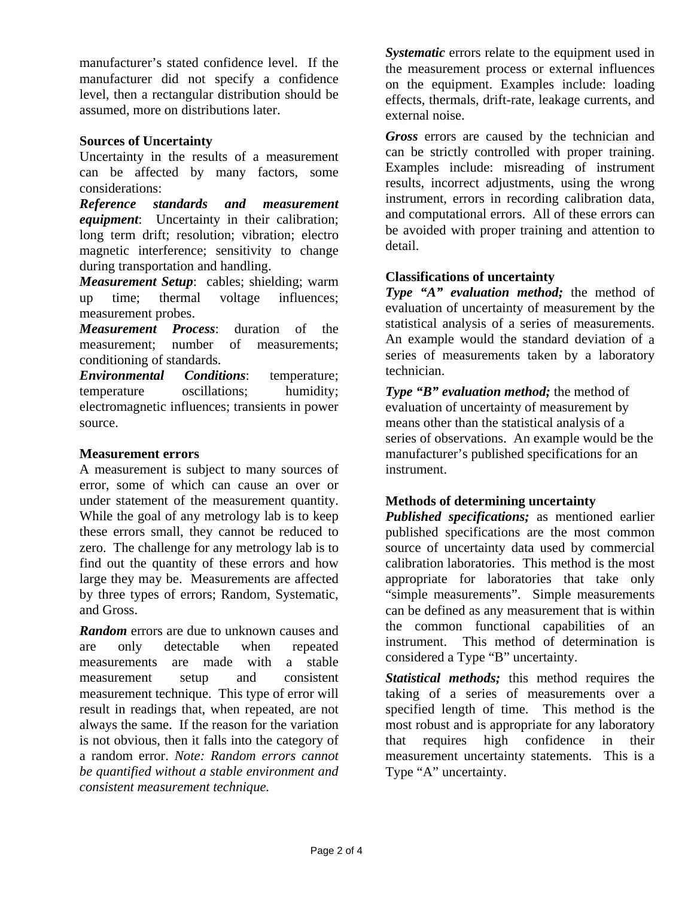manufacturer's stated confidence level. If the manufacturer did not specify a confidence level, then a rectangular distribution should be assumed, more on distributions later.

**Sources of Uncertainty**

Uncertainty in the results of a measurement can be affected by many factors, some considerations:

***Reference standards and measurement equipment***: Uncertainty in their calibration; long term drift; resolution; vibration; electro magnetic interference; sensitivity to change during transportation and handling.

***Measurement Setup***: cables; shielding; warm up time; thermal voltage influences; measurement probes.

***Measurement Process***: duration of the measurement; number of measurements; conditioning of standards.

***Environmental Conditions***: temperature; temperature oscillations; humidity; electromagnetic influences; transients in power source.

**Measurement errors**

A measurement is subject to many sources of error, some of which can cause an over or under statement of the measurement quantity. While the goal of any metrology lab is to keep these errors small, they cannot be reduced to zero. The challenge for any metrology lab is to find out the quantity of these errors and how large they may be. Measurements are affected by three types of errors; Random, Systematic, and Gross.

***Random*** errors are due to unknown causes and are only detectable when repeated measurements are made with a stable measurement setup and consistent measurement technique. This type of error will result in readings that, when repeated, are not always the same. If the reason for the variation is not obvious, then it falls into the category of a random error. *Note: Random errors cannot be quantified without a stable environment and consistent measurement technique.*

***Systematic*** errors relate to the equipment used in the measurement process or external influences on the equipment. Examples include: loading effects, thermals, drift-rate, leakage currents, and external noise.

***Gross*** errors are caused by the technician and can be strictly controlled with proper training. Examples include: misreading of instrument results, incorrect adjustments, using the wrong instrument, errors in recording calibration data, and computational errors. All of these errors can be avoided with proper training and attention to detail.

**Classifications of uncertainty**

***Type "A" evaluation method;*** the method of evaluation of uncertainty of measurement by the statistical analysis of a series of measurements. An example would the standard deviation of a series of measurements taken by a laboratory technician.

***Type "B" evaluation method;*** the method of evaluation of uncertainty of measurement by means other than the statistical analysis of a series of observations. An example would be the manufacturer's published specifications for an instrument.

**Methods of determining uncertainty**

***Published specifications;*** as mentioned earlier published specifications are the most common source of uncertainty data used by commercial calibration laboratories. This method is the most appropriate for laboratories that take only "simple measurements". Simple measurements can be defined as any measurement that is within the common functional capabilities of an instrument. This method of determination is considered a Type "B" uncertainty.

***Statistical methods;*** this method requires the taking of a series of measurements over a specified length of time. This method is the most robust and is appropriate for any laboratory that requires high confidence in their measurement uncertainty statements. This is a Type "A" uncertainty.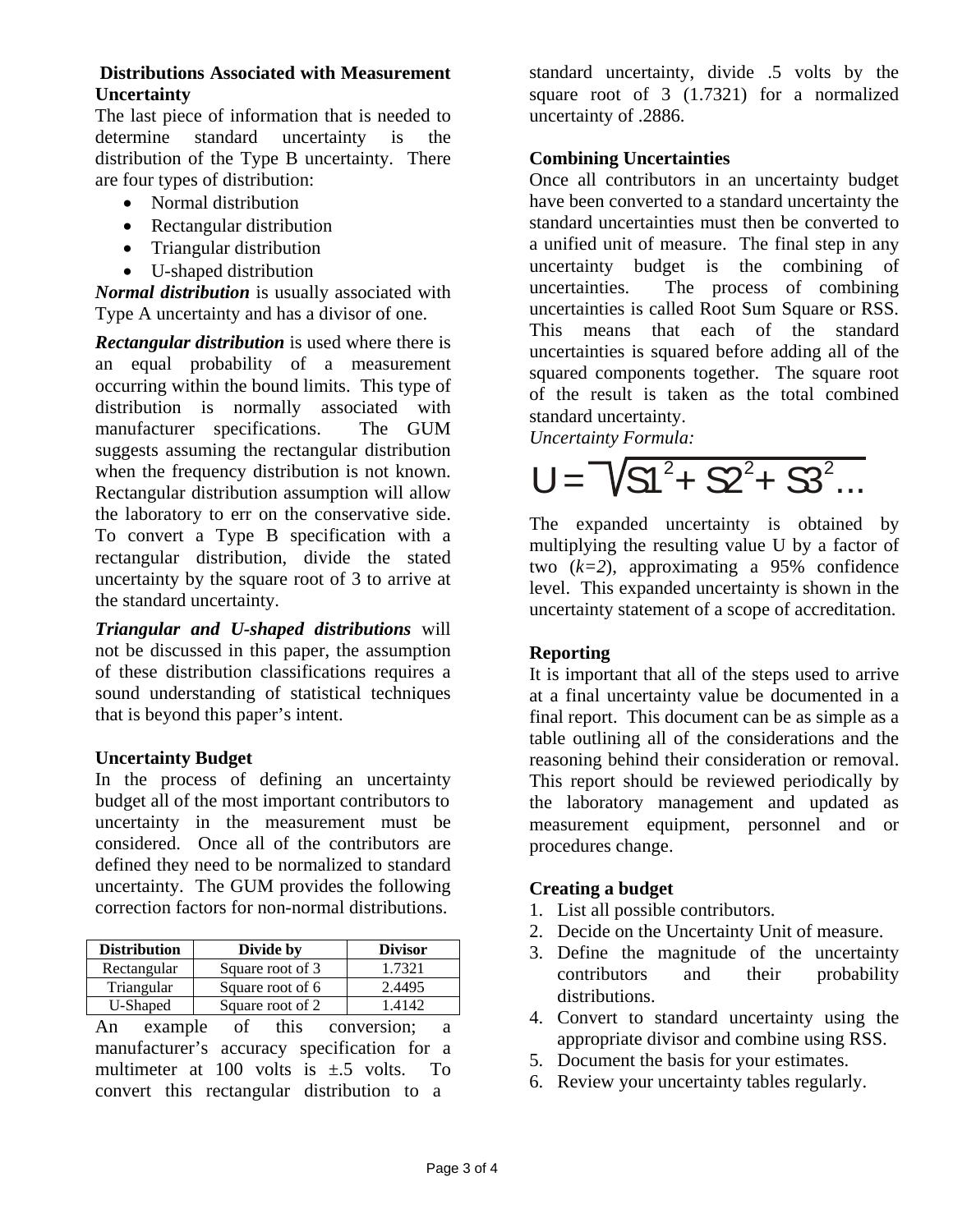### Distributions Associated with Measurement Uncertainty

The last piece of information that is needed to determine standard uncertainty is the distribution of the Type B uncertainty. There are four types of distribution:

- Normal distribution
- Rectangular distribution
- Triangular distribution
- U-shaped distribution

***Normal distribution*** is usually associated with Type A uncertainty and has a divisor of one.

***Rectangular distribution*** is used where there is an equal probability of a measurement occurring within the bound limits. This type of distribution is normally associated with manufacturer specifications. The GUM suggests assuming the rectangular distribution when the frequency distribution is not known. Rectangular distribution assumption will allow the laboratory to err on the conservative side. To convert a Type B specification with a rectangular distribution, divide the stated uncertainty by the square root of 3 to arrive at the standard uncertainty.

***Triangular and U-shaped distributions*** will not be discussed in this paper, the assumption of these distribution classifications requires a sound understanding of statistical techniques that is beyond this paper's intent.

### Uncertainty Budget

In the process of defining an uncertainty budget all of the most important contributors to uncertainty in the measurement must be considered. Once all of the contributors are defined they need to be normalized to standard uncertainty. The GUM provides the following correction factors for non-normal distributions.

| Distribution | Divide by | Divisor |
|---|---|---|
| Rectangular | Square root of 3 | 1.7321 |
| Triangular | Square root of 6 | 2.4495 |
| U-Shaped | Square root of 2 | 1.4142 |

An example of this conversion; a manufacturer's accuracy specification for a multimeter at 100 volts is ±.5 volts. To convert this rectangular distribution to a standard uncertainty, divide .5 volts by the square root of 3 (1.7321) for a normalized uncertainty of .2886.

### Combining Uncertainties

Once all contributors in an uncertainty budget have been converted to a standard uncertainty the standard uncertainties must then be converted to a unified unit of measure. The final step in any uncertainty budget is the combining of uncertainties. The process of combining uncertainties is called Root Sum Square or RSS. This means that each of the standard uncertainties is squared before adding all of the squared components together. The square root of the result is taken as the total combined standard uncertainty.

*Uncertainty Formula:*

$$U = \sqrt{S1^2 + S2^2 + S3^2 \ldots}$$

The expanded uncertainty is obtained by multiplying the resulting value U by a factor of two (*k=2*), approximating a 95% confidence level. This expanded uncertainty is shown in the uncertainty statement of a scope of accreditation.

### Reporting

It is important that all of the steps used to arrive at a final uncertainty value be documented in a final report. This document can be as simple as a table outlining all of the considerations and the reasoning behind their consideration or removal. This report should be reviewed periodically by the laboratory management and updated as measurement equipment, personnel and or procedures change.

### Creating a budget

1. List all possible contributors.
2. Decide on the Uncertainty Unit of measure.
3. Define the magnitude of the uncertainty contributors and their probability distributions.
4. Convert to standard uncertainty using the appropriate divisor and combine using RSS.
5. Document the basis for your estimates.
6. Review your uncertainty tables regularly.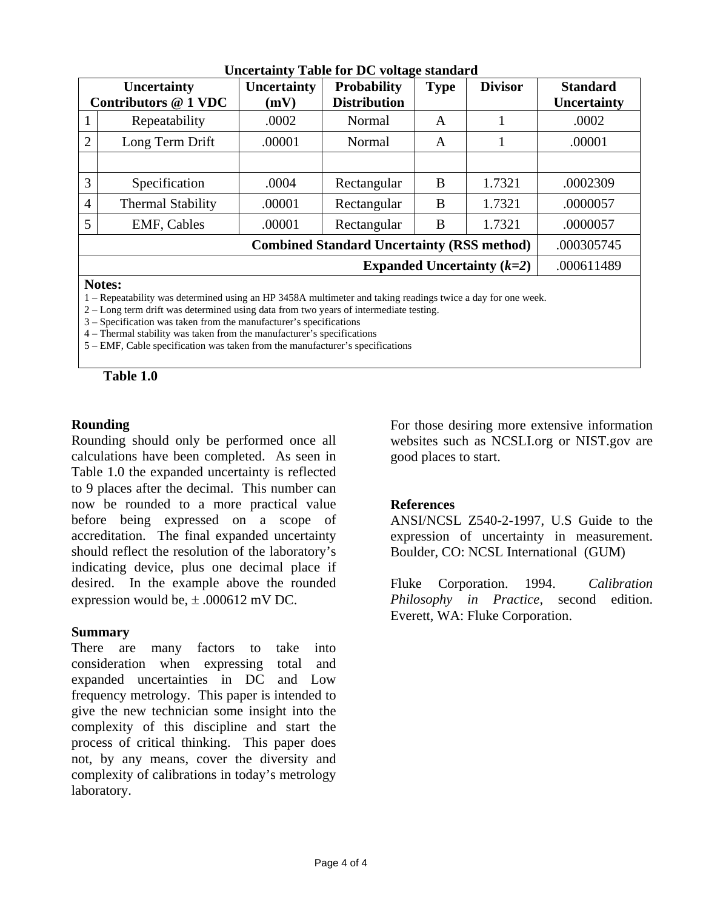**Uncertainty Table for DC voltage standard**

| Uncertainty Contributors @ 1 VDC | | Uncertainty (mV) | Probability Distribution | Type | Divisor | Standard Uncertainty |
|---|---|---|---|---|---|---|
| 1 | Repeatability | .0002 | Normal | A | 1 | .0002 |
| 2 | Long Term Drift | .00001 | Normal | A | 1 | .00001 |
| | | | | | | |
| 3 | Specification | .0004 | Rectangular | B | 1.7321 | .0002309 |
| 4 | Thermal Stability | .00001 | Rectangular | B | 1.7321 | .0000057 |
| 5 | EMF, Cables | .00001 | Rectangular | B | 1.7321 | .0000057 |
| | | | | | **Combined Standard Uncertainty (RSS method)** | .000305745 |
| | | | | | **Expanded Uncertainty (*k=2*)** | .000611489 |

**Notes:**

1 – Repeatability was determined using an HP 3458A multimeter and taking readings twice a day for one week.
2 – Long term drift was determined using data from two years of intermediate testing.
3 – Specification was taken from the manufacturer's specifications
4 – Thermal stability was taken from the manufacturer's specifications
5 – EMF, Cable specification was taken from the manufacturer's specifications

**Table 1.0**

## Rounding

Rounding should only be performed once all calculations have been completed. As seen in Table 1.0 the expanded uncertainty is reflected to 9 places after the decimal. This number can now be rounded to a more practical value before being expressed on a scope of accreditation. The final expanded uncertainty should reflect the resolution of the laboratory's indicating device, plus one decimal place if desired. In the example above the rounded expression would be, ± .000612 mV DC.

## Summary

There are many factors to take into consideration when expressing total and expanded uncertainties in DC and Low frequency metrology. This paper is intended to give the new technician some insight into the complexity of this discipline and start the process of critical thinking. This paper does not, by any means, cover the diversity and complexity of calibrations in today's metrology laboratory.

For those desiring more extensive information websites such as NCSLI.org or NIST.gov are good places to start.

## References

ANSI/NCSL Z540-2-1997, U.S Guide to the expression of uncertainty in measurement. Boulder, CO: NCSL International (GUM)

Fluke Corporation. 1994. *Calibration Philosophy in Practice*, second edition. Everett, WA: Fluke Corporation.